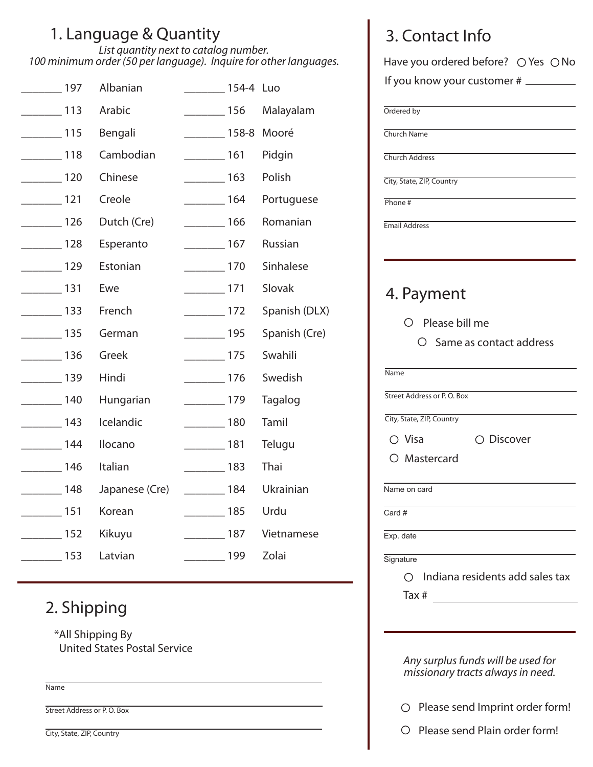## 1. Language & Quantity

*List quantity next to catalog number.*
*100 minimum order (50 per language). Inquire for other languages.*

| Qty | No. | Language | Qty | No. | Language |
|---|---|---|---|---|---|
| _______ | 197 | Albanian | _______ | 154-4 | Luo |
| _______ | 113 | Arabic | _______ | 156 | Malayalam |
| _______ | 115 | Bengali | _______ | 158-8 | Mooré |
| _______ | 118 | Cambodian | _______ | 161 | Pidgin |
| _______ | 120 | Chinese | _______ | 163 | Polish |
| _______ | 121 | Creole | _______ | 164 | Portuguese |
| _______ | 126 | Dutch (Cre) | _______ | 166 | Romanian |
| _______ | 128 | Esperanto | _______ | 167 | Russian |
| _______ | 129 | Estonian | _______ | 170 | Sinhalese |
| _______ | 131 | Ewe | _______ | 171 | Slovak |
| _______ | 133 | French | _______ | 172 | Spanish (DLX) |
| _______ | 135 | German | _______ | 195 | Spanish (Cre) |
| _______ | 136 | Greek | _______ | 175 | Swahili |
| _______ | 139 | Hindi | _______ | 176 | Swedish |
| _______ | 140 | Hungarian | _______ | 179 | Tagalog |
| _______ | 143 | Icelandic | _______ | 180 | Tamil |
| _______ | 144 | Ilocano | _______ | 181 | Telugu |
| _______ | 146 | Italian | _______ | 183 | Thai |
| _______ | 148 | Japanese (Cre) | _______ | 184 | Ukrainian |
| _______ | 151 | Korean | _______ | 185 | Urdu |
| _______ | 152 | Kikuyu | _______ | 187 | Vietnamese |
| _______ | 153 | Latvian | _______ | 199 | Zolai |

## 2. Shipping

*All Shipping By United States Postal Service

Name ______________________________

Street Address or P. O. Box ______________________________

City, State, ZIP, Country ______________________________

## 3. Contact Info

Have you ordered before? ○ Yes ○ No

If you know your customer # __________

Ordered by ______________________________

Church Name ______________________________

Church Address ______________________________

City, State, ZIP, Country ______________________________

Phone # ______________________________

Email Address ______________________________

## 4. Payment

○ Please bill me

○ Same as contact address

Name ______________________________

Street Address or P. O. Box ______________________________

City, State, ZIP, Country ______________________________

○ Visa ○ Discover

○ Mastercard

Name on card ______________________________

Card # ______________________________

Exp. date ______________________________

Signature ______________________________

○ Indiana residents add sales tax

Tax # ______________________________

*Any surplus funds will be used for missionary tracts always in need.*

○ Please send Imprint order form!

○ Please send Plain order form!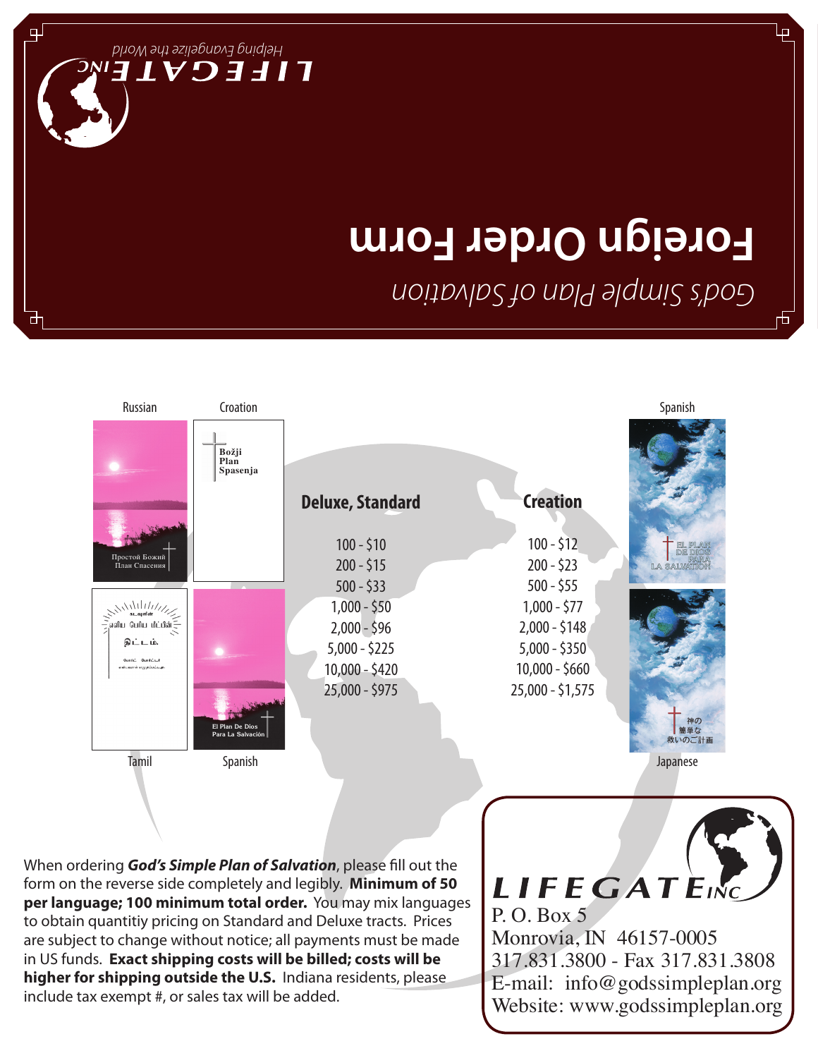LIFEGATE INC

Helping Evangelize the World

# Foreign Order Form

*God's Simple Plan of Salvation*

Russian

Простой Божий План Спасения

Croation

Božji Plan Spasenja

Tamil

Spanish

El Plan De Dios Para La Salvación

Spanish

EL PLAN DE DIOS PARA LA SALVATION

Japanese

神の簡単な救いのご計画

| Deluxe, Standard | Creation |
|---|---|
| 100 - $10 | 100 - $12 |
| 200 - $15 | 200 - $23 |
| 500 - $33 | 500 - $55 |
| 1,000 - $50 | 1,000 - $77 |
| 2,000 - $96 | 2,000 - $148 |
| 5,000 - $225 | 5,000 - $350 |
| 10,000 - $420 | 10,000 - $660 |
| 25,000 - $975 | 25,000 - $1,575 |

When ordering ***God's Simple Plan of Salvation***, please fill out the form on the reverse side completely and legibly. **Minimum of 50 per language; 100 minimum total order.** You may mix languages to obtain quantitiy pricing on Standard and Deluxe tracts. Prices are subject to change without notice; all payments must be made in US funds. **Exact shipping costs will be billed; costs will be higher for shipping outside the U.S.** Indiana residents, please include tax exempt #, or sales tax will be added.

LIFEGATE INC
P. O. Box 5
Monrovia, IN 46157-0005
317.831.3800 - Fax 317.831.3808
E-mail: info@godssimpleplan.org
Website: www.godssimpleplan.org